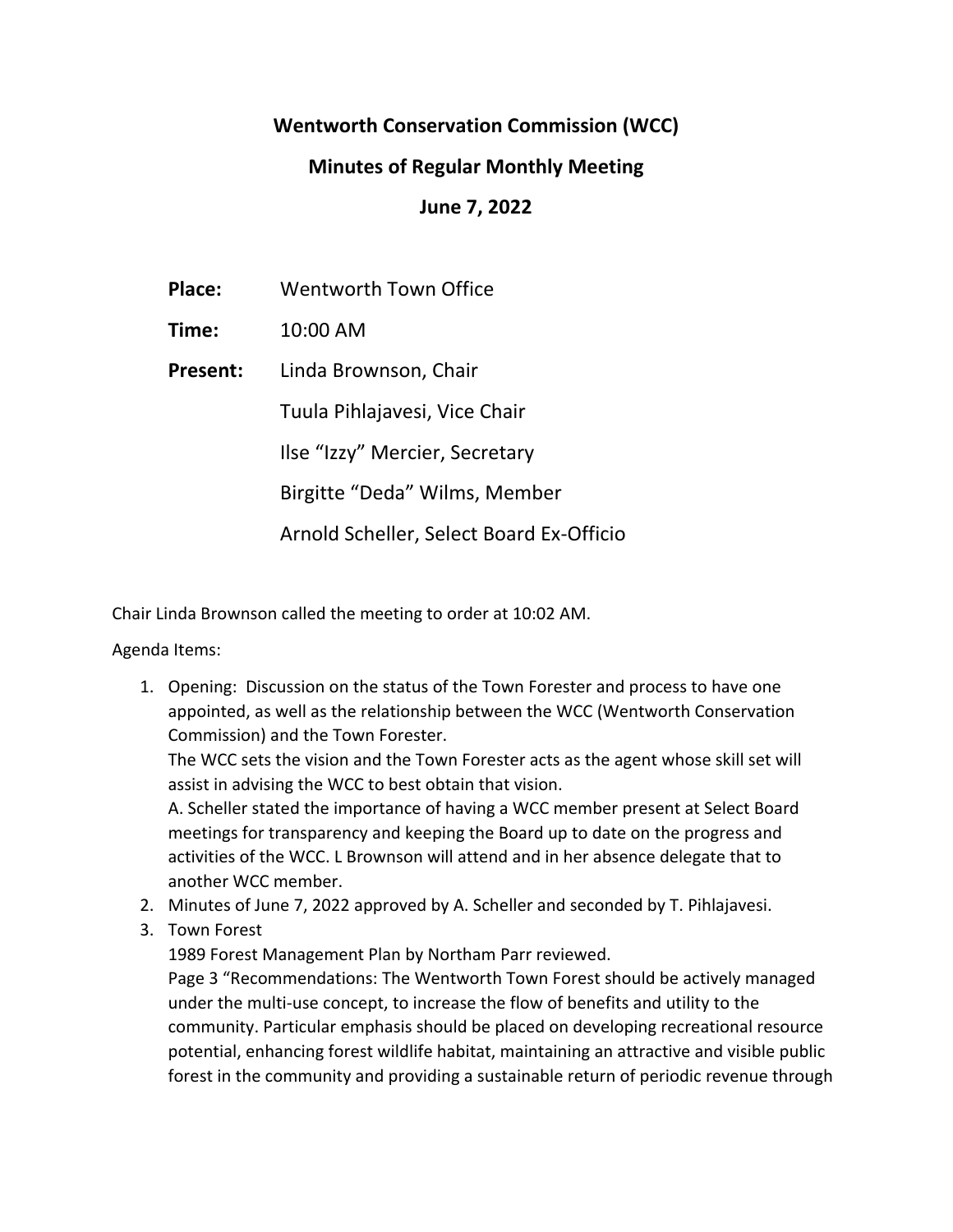# Wentworth Conservation Commission (WCC)

## Minutes of Regular Monthly Meeting

## June 7, 2022

**Place:** Wentworth Town Office

**Time:** 10:00 AM

**Present:** Linda Brownson, Chair

Tuula Pihlajavesi, Vice Chair

Ilse "Izzy" Mercier, Secretary

Birgitte "Deda" Wilms, Member

Arnold Scheller, Select Board Ex-Officio

Chair Linda Brownson called the meeting to order at 10:02 AM.

Agenda Items:

1. Opening: Discussion on the status of the Town Forester and process to have one appointed, as well as the relationship between the WCC (Wentworth Conservation Commission) and the Town Forester.
   The WCC sets the vision and the Town Forester acts as the agent whose skill set will assist in advising the WCC to best obtain that vision.
   A. Scheller stated the importance of having a WCC member present at Select Board meetings for transparency and keeping the Board up to date on the progress and activities of the WCC. L Brownson will attend and in her absence delegate that to another WCC member.
2. Minutes of June 7, 2022 approved by A. Scheller and seconded by T. Pihlajavesi.
3. Town Forest
   1989 Forest Management Plan by Northam Parr reviewed.
   Page 3 "Recommendations: The Wentworth Town Forest should be actively managed under the multi-use concept, to increase the flow of benefits and utility to the community. Particular emphasis should be placed on developing recreational resource potential, enhancing forest wildlife habitat, maintaining an attractive and visible public forest in the community and providing a sustainable return of periodic revenue through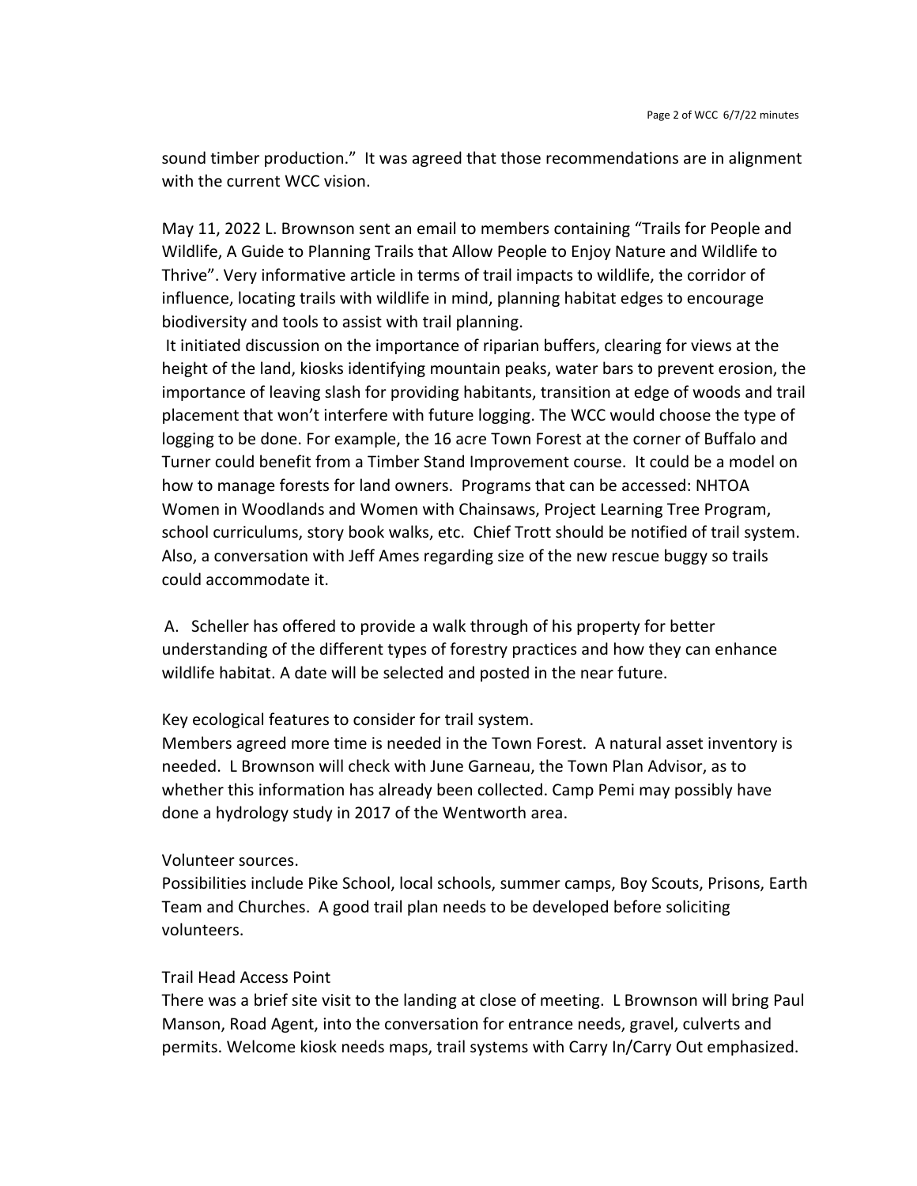sound timber production." It was agreed that those recommendations are in alignment with the current WCC vision.

May 11, 2022 L. Brownson sent an email to members containing "Trails for People and Wildlife, A Guide to Planning Trails that Allow People to Enjoy Nature and Wildlife to Thrive". Very informative article in terms of trail impacts to wildlife, the corridor of influence, locating trails with wildlife in mind, planning habitat edges to encourage biodiversity and tools to assist with trail planning.

It initiated discussion on the importance of riparian buffers, clearing for views at the height of the land, kiosks identifying mountain peaks, water bars to prevent erosion, the importance of leaving slash for providing habitants, transition at edge of woods and trail placement that won't interfere with future logging. The WCC would choose the type of logging to be done. For example, the 16 acre Town Forest at the corner of Buffalo and Turner could benefit from a Timber Stand Improvement course. It could be a model on how to manage forests for land owners. Programs that can be accessed: NHTOA Women in Woodlands and Women with Chainsaws, Project Learning Tree Program, school curriculums, story book walks, etc. Chief Trott should be notified of trail system. Also, a conversation with Jeff Ames regarding size of the new rescue buggy so trails could accommodate it.

A. Scheller has offered to provide a walk through of his property for better understanding of the different types of forestry practices and how they can enhance wildlife habitat. A date will be selected and posted in the near future.

Key ecological features to consider for trail system.
Members agreed more time is needed in the Town Forest. A natural asset inventory is needed. L Brownson will check with June Garneau, the Town Plan Advisor, as to whether this information has already been collected. Camp Pemi may possibly have done a hydrology study in 2017 of the Wentworth area.

Volunteer sources.
Possibilities include Pike School, local schools, summer camps, Boy Scouts, Prisons, Earth Team and Churches. A good trail plan needs to be developed before soliciting volunteers.

Trail Head Access Point
There was a brief site visit to the landing at close of meeting. L Brownson will bring Paul Manson, Road Agent, into the conversation for entrance needs, gravel, culverts and permits. Welcome kiosk needs maps, trail systems with Carry In/Carry Out emphasized.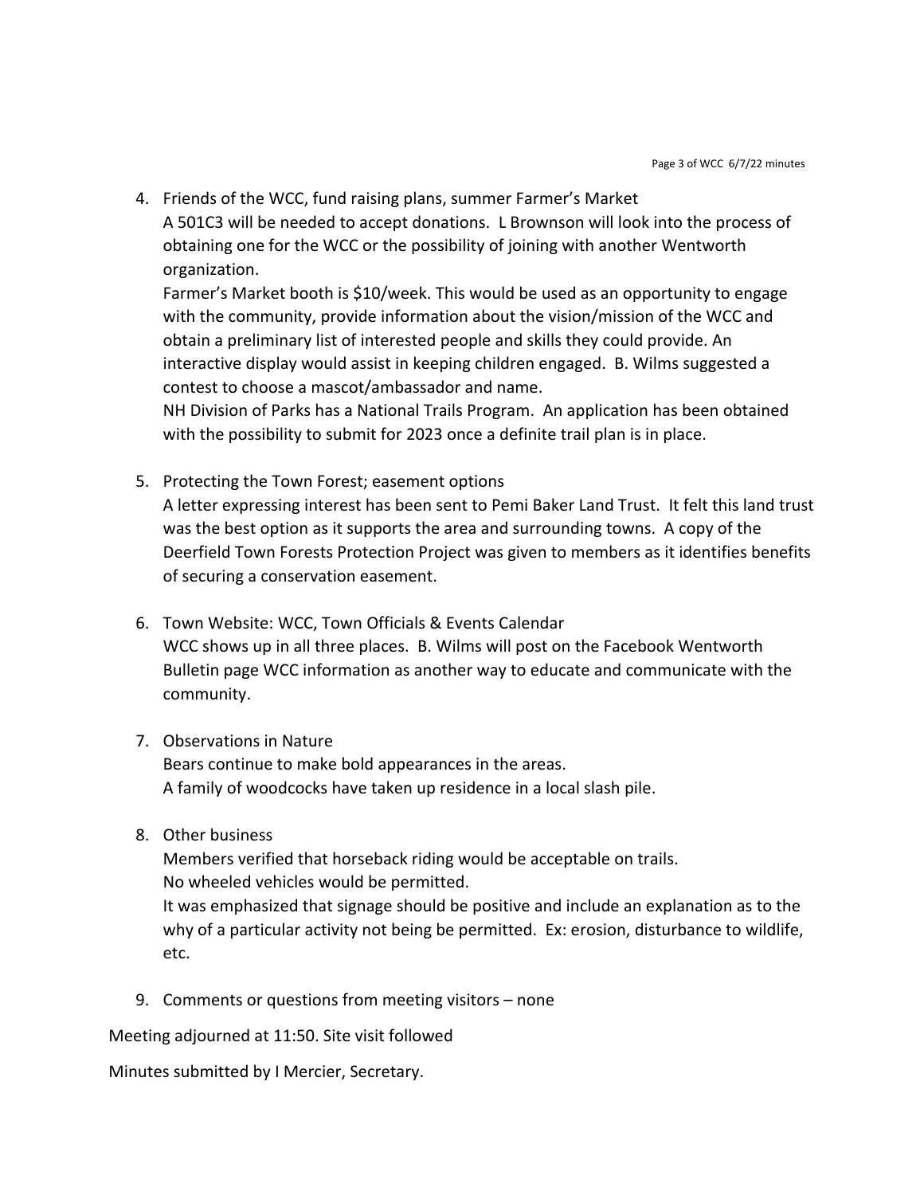4. Friends of the WCC, fund raising plans, summer Farmer's Market
   A 501C3 will be needed to accept donations. L Brownson will look into the process of obtaining one for the WCC or the possibility of joining with another Wentworth organization.
   Farmer's Market booth is $10/week. This would be used as an opportunity to engage with the community, provide information about the vision/mission of the WCC and obtain a preliminary list of interested people and skills they could provide. An interactive display would assist in keeping children engaged. B. Wilms suggested a contest to choose a mascot/ambassador and name.
   NH Division of Parks has a National Trails Program. An application has been obtained with the possibility to submit for 2023 once a definite trail plan is in place.

5. Protecting the Town Forest; easement options
   A letter expressing interest has been sent to Pemi Baker Land Trust. It felt this land trust was the best option as it supports the area and surrounding towns. A copy of the Deerfield Town Forests Protection Project was given to members as it identifies benefits of securing a conservation easement.

6. Town Website: WCC, Town Officials & Events Calendar
   WCC shows up in all three places. B. Wilms will post on the Facebook Wentworth Bulletin page WCC information as another way to educate and communicate with the community.

7. Observations in Nature
   Bears continue to make bold appearances in the areas.
   A family of woodcocks have taken up residence in a local slash pile.

8. Other business
   Members verified that horseback riding would be acceptable on trails.
   No wheeled vehicles would be permitted.
   It was emphasized that signage should be positive and include an explanation as to the why of a particular activity not being be permitted. Ex: erosion, disturbance to wildlife, etc.

9. Comments or questions from meeting visitors – none

Meeting adjourned at 11:50. Site visit followed

Minutes submitted by I Mercier, Secretary.